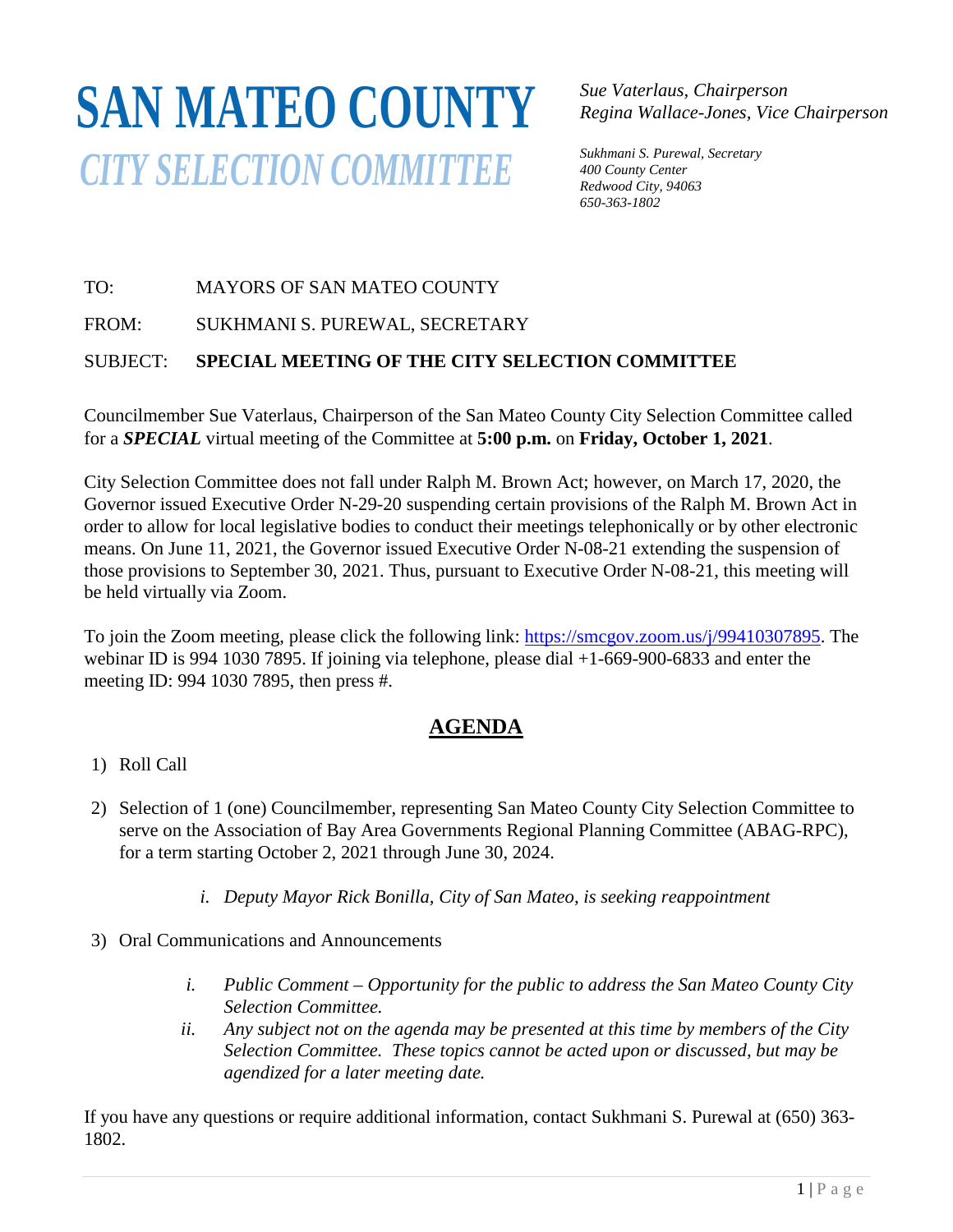# SAN MATEO COUNTY

## *CITY SELECTION COMMITTEE*

*Sue Vaterlaus, Chairperson*
*Regina Wallace-Jones, Vice Chairperson*

*Sukhmani S. Purewal, Secretary*
*400 County Center*
*Redwood City, 94063*
*650-363-1802*

TO: MAYORS OF SAN MATEO COUNTY

FROM: SUKHMANI S. PUREWAL, SECRETARY

SUBJECT: **SPECIAL MEETING OF THE CITY SELECTION COMMITTEE**

Councilmember Sue Vaterlaus, Chairperson of the San Mateo County City Selection Committee called for a ***SPECIAL*** virtual meeting of the Committee at **5:00 p.m.** on **Friday, October 1, 2021**.

City Selection Committee does not fall under Ralph M. Brown Act; however, on March 17, 2020, the Governor issued Executive Order N-29-20 suspending certain provisions of the Ralph M. Brown Act in order to allow for local legislative bodies to conduct their meetings telephonically or by other electronic means. On June 11, 2021, the Governor issued Executive Order N-08-21 extending the suspension of those provisions to September 30, 2021. Thus, pursuant to Executive Order N-08-21, this meeting will be held virtually via Zoom.

To join the Zoom meeting, please click the following link: https://smcgov.zoom.us/j/99410307895. The webinar ID is 994 1030 7895. If joining via telephone, please dial +1-669-900-6833 and enter the meeting ID: 994 1030 7895, then press #.

## AGENDA

1) Roll Call

2) Selection of 1 (one) Councilmember, representing San Mateo County City Selection Committee to serve on the Association of Bay Area Governments Regional Planning Committee (ABAG-RPC), for a term starting October 2, 2021 through June 30, 2024.

   i. *Deputy Mayor Rick Bonilla, City of San Mateo, is seeking reappointment*

3) Oral Communications and Announcements

   i. *Public Comment – Opportunity for the public to address the San Mateo County City Selection Committee.*

   ii. *Any subject not on the agenda may be presented at this time by members of the City Selection Committee. These topics cannot be acted upon or discussed, but may be agendized for a later meeting date.*

If you have any questions or require additional information, contact Sukhmani S. Purewal at (650) 363-1802.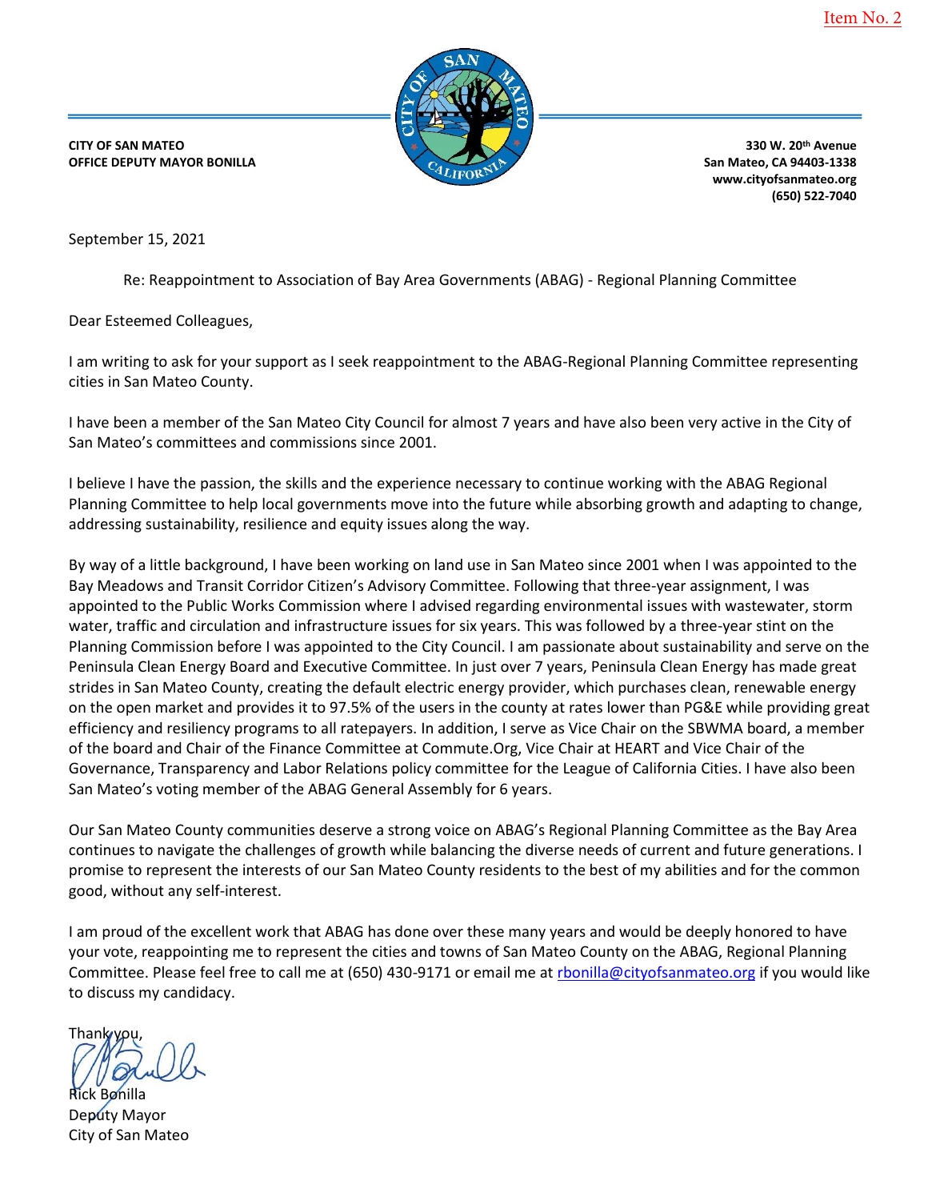Item No. 2

**CITY OF SAN MATEO**
**OFFICE DEPUTY MAYOR BONILLA**

**330 W. 20th Avenue**
**San Mateo, CA 94403-1338**
**www.cityofsanmateo.org**
**(650) 522-7040**

September 15, 2021

Re: Reappointment to Association of Bay Area Governments (ABAG) - Regional Planning Committee

Dear Esteemed Colleagues,

I am writing to ask for your support as I seek reappointment to the ABAG-Regional Planning Committee representing cities in San Mateo County.

I have been a member of the San Mateo City Council for almost 7 years and have also been very active in the City of San Mateo's committees and commissions since 2001.

I believe I have the passion, the skills and the experience necessary to continue working with the ABAG Regional Planning Committee to help local governments move into the future while absorbing growth and adapting to change, addressing sustainability, resilience and equity issues along the way.

By way of a little background, I have been working on land use in San Mateo since 2001 when I was appointed to the Bay Meadows and Transit Corridor Citizen's Advisory Committee. Following that three-year assignment, I was appointed to the Public Works Commission where I advised regarding environmental issues with wastewater, storm water, traffic and circulation and infrastructure issues for six years. This was followed by a three-year stint on the Planning Commission before I was appointed to the City Council. I am passionate about sustainability and serve on the Peninsula Clean Energy Board and Executive Committee. In just over 7 years, Peninsula Clean Energy has made great strides in San Mateo County, creating the default electric energy provider, which purchases clean, renewable energy on the open market and provides it to 97.5% of the users in the county at rates lower than PG&E while providing great efficiency and resiliency programs to all ratepayers. In addition, I serve as Vice Chair on the SBWMA board, a member of the board and Chair of the Finance Committee at Commute.Org, Vice Chair at HEART and Vice Chair of the Governance, Transparency and Labor Relations policy committee for the League of California Cities. I have also been San Mateo's voting member of the ABAG General Assembly for 6 years.

Our San Mateo County communities deserve a strong voice on ABAG's Regional Planning Committee as the Bay Area continues to navigate the challenges of growth while balancing the diverse needs of current and future generations. I promise to represent the interests of our San Mateo County residents to the best of my abilities and for the common good, without any self-interest.

I am proud of the excellent work that ABAG has done over these many years and would be deeply honored to have your vote, reappointing me to represent the cities and towns of San Mateo County on the ABAG, Regional Planning Committee. Please feel free to call me at (650) 430-9171 or email me at rbonilla@cityofsanmateo.org if you would like to discuss my candidacy.

Thank you,

Rick Bonilla
Deputy Mayor
City of San Mateo